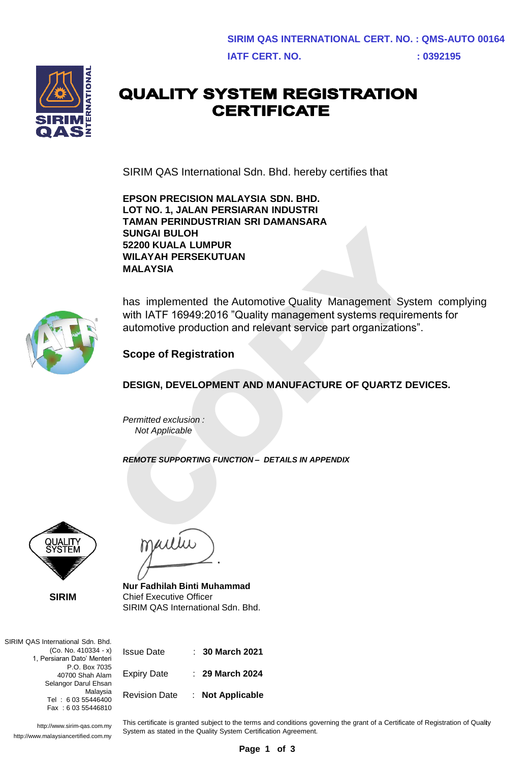**SIRIM QAS INTERNATIONAL CERT. NO. : QMS-AUTO 00164**

**IATF CERT. NO. : 0392195**

# QUALITY SYSTEM REGISTRATION CERTIFICATE

SIRIM QAS International Sdn. Bhd. hereby certifies that

**EPSON PRECISION MALAYSIA SDN. BHD.**
**LOT NO. 1, JALAN PERSIARAN INDUSTRI**
**TAMAN PERINDUSTRIAN SRI DAMANSARA**
**SUNGAI BULOH**
**52200 KUALA LUMPUR**
**WILAYAH PERSEKUTUAN**
**MALAYSIA**

has implemented the Automotive Quality Management System complying with IATF 16949:2016 "Quality management systems requirements for automotive production and relevant service part organizations".

## Scope of Registration

**DESIGN, DEVELOPMENT AND MANUFACTURE OF QUARTZ DEVICES.**

*Permitted exclusion :*
*Not Applicable*

***REMOTE SUPPORTING FUNCTION – DETAILS IN APPENDIX***

COPY

QUALITY SYSTEM

**SIRIM**

**Nur Fadhilah Binti Muhammad**
Chief Executive Officer
SIRIM QAS International Sdn. Bhd.

SIRIM QAS International Sdn. Bhd.
(Co. No. 410334 - x)
1, Persiaran Dato' Menteri
P.O. Box 7035
40700 Shah Alam
Selangor Darul Ehsan
Malaysia
Tel : 6 03 55446400
Fax : 6 03 55446810

| | | |
|---|---|---|
| Issue Date | : | **30 March 2021** |
| Expiry Date | : | **29 March 2024** |
| Revision Date | : | **Not Applicable** |

http://www.sirim-qas.com.my
http://www.malaysiancertified.com.my

This certificate is granted subject to the terms and conditions governing the grant of a Certificate of Registration of Quality System as stated in the Quality System Certification Agreement.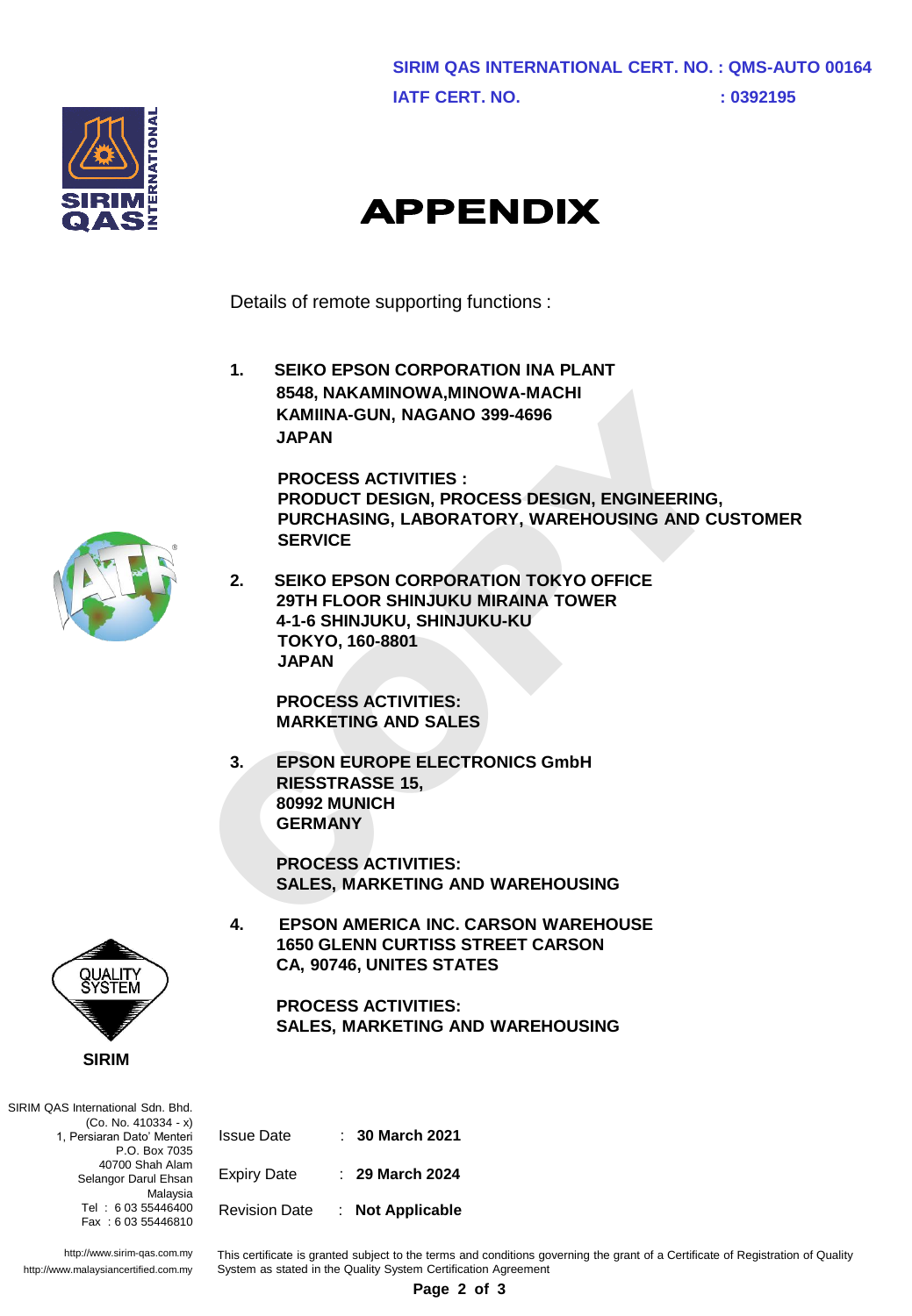**SIRIM QAS INTERNATIONAL CERT. NO. : QMS-AUTO 00164**
**IATF CERT. NO. : 0392195**

# APPENDIX

Details of remote supporting functions :

1. **SEIKO EPSON CORPORATION INA PLANT**
   **8548, NAKAMINOWA,MINOWA-MACHI**
   **KAMIINA-GUN, NAGANO 399-4696**
   **JAPAN**

   **PROCESS ACTIVITIES :**
   **PRODUCT DESIGN, PROCESS DESIGN, ENGINEERING, PURCHASING, LABORATORY, WAREHOUSING AND CUSTOMER SERVICE**

2. **SEIKO EPSON CORPORATION TOKYO OFFICE**
   **29TH FLOOR SHINJUKU MIRAINA TOWER**
   **4-1-6 SHINJUKU, SHINJUKU-KU**
   **TOKYO, 160-8801**
   **JAPAN**

   **PROCESS ACTIVITIES:**
   **MARKETING AND SALES**

3. **EPSON EUROPE ELECTRONICS GmbH**
   **RIESSTRASSE 15,**
   **80992 MUNICH**
   **GERMANY**

   **PROCESS ACTIVITIES:**
   **SALES, MARKETING AND WAREHOUSING**

4. **EPSON AMERICA INC. CARSON WAREHOUSE**
   **1650 GLENN CURTISS STREET CARSON**
   **CA, 90746, UNITES STATES**

   **PROCESS ACTIVITIES:**
   **SALES, MARKETING AND WAREHOUSING**

QUALITY SYSTEM

**SIRIM**

SIRIM QAS International Sdn. Bhd.
(Co. No. 410334 - x)
1, Persiaran Dato' Menteri
P.O. Box 7035
40700 Shah Alam
Selangor Darul Ehsan
Malaysia
Tel : 6 03 55446400
Fax : 6 03 55446810

http://www.sirim-qas.com.my
http://www.malaysiancertified.com.my

| | | |
|---|---|---|
| Issue Date | : | **30 March 2021** |
| Expiry Date | : | **29 March 2024** |
| Revision Date | : | **Not Applicable** |

This certificate is granted subject to the terms and conditions governing the grant of a Certificate of Registration of Quality System as stated in the Quality System Certification Agreement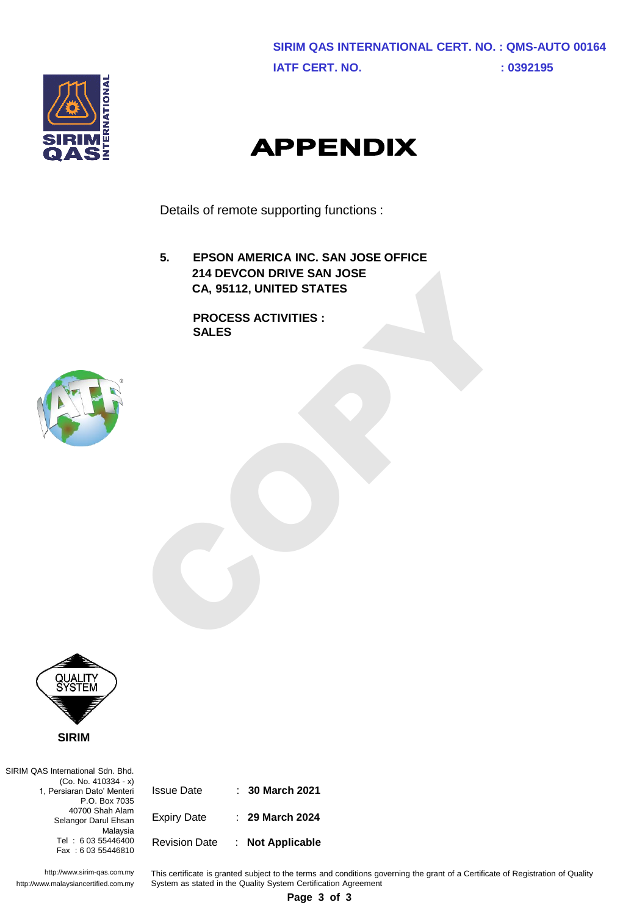SIRIM QAS INTERNATIONAL CERT. NO. : QMS-AUTO 00164
IATF CERT. NO. : 0392195

# APPENDIX

Details of remote supporting functions :

**5. EPSON AMERICA INC. SAN JOSE OFFICE**
**214 DEVCON DRIVE SAN JOSE**
**CA, 95112, UNITED STATES**

**PROCESS ACTIVITIES :**
**SALES**

COPY

QUALITY SYSTEM

**SIRIM**

SIRIM QAS International Sdn. Bhd.
(Co. No. 410334 - x)
1, Persiaran Dato' Menteri
P.O. Box 7035
40700 Shah Alam
Selangor Darul Ehsan
Malaysia
Tel : 6 03 55446400
Fax : 6 03 55446810

| | | |
|---|---|---|
| Issue Date | : | **30 March 2021** |
| Expiry Date | : | **29 March 2024** |
| Revision Date | : | **Not Applicable** |

http://www.sirim-qas.com.my
http://www.malaysiancertified.com.my

This certificate is granted subject to the terms and conditions governing the grant of a Certificate of Registration of Quality System as stated in the Quality System Certification Agreement